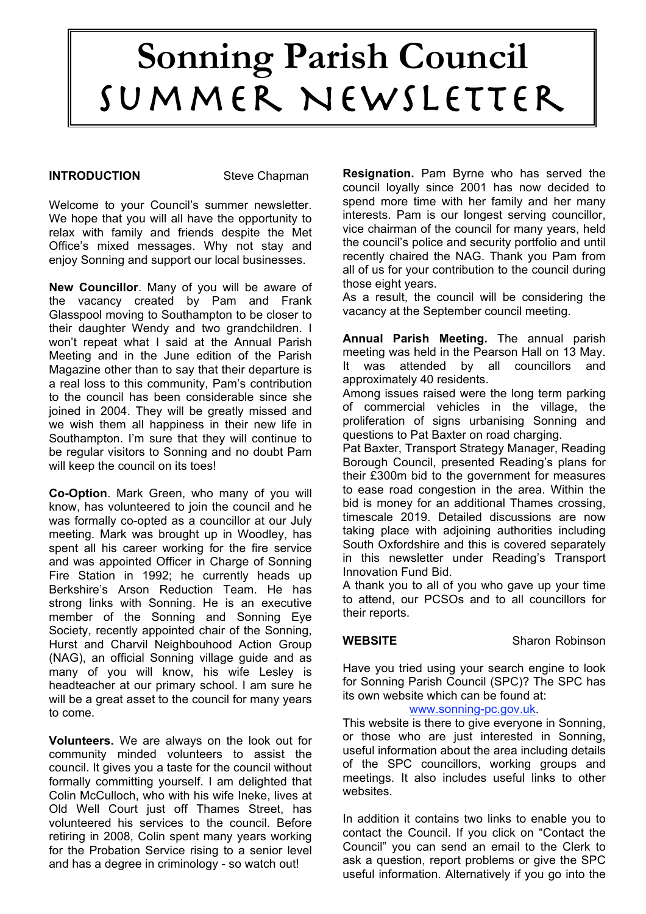# Sonning Parish Council
# SUMMER NEWSLETTER

**INTRODUCTION** Steve Chapman

Welcome to your Council's summer newsletter. We hope that you will all have the opportunity to relax with family and friends despite the Met Office's mixed messages. Why not stay and enjoy Sonning and support our local businesses.

**New Councillor**. Many of you will be aware of the vacancy created by Pam and Frank Glasspool moving to Southampton to be closer to their daughter Wendy and two grandchildren. I won't repeat what I said at the Annual Parish Meeting and in the June edition of the Parish Magazine other than to say that their departure is a real loss to this community, Pam's contribution to the council has been considerable since she joined in 2004. They will be greatly missed and we wish them all happiness in their new life in Southampton. I'm sure that they will continue to be regular visitors to Sonning and no doubt Pam will keep the council on its toes!

**Co-Option**. Mark Green, who many of you will know, has volunteered to join the council and he was formally co-opted as a councillor at our July meeting. Mark was brought up in Woodley, has spent all his career working for the fire service and was appointed Officer in Charge of Sonning Fire Station in 1992; he currently heads up Berkshire's Arson Reduction Team. He has strong links with Sonning. He is an executive member of the Sonning and Sonning Eye Society, recently appointed chair of the Sonning, Hurst and Charvil Neighbouhood Action Group (NAG), an official Sonning village guide and as many of you will know, his wife Lesley is headteacher at our primary school. I am sure he will be a great asset to the council for many years to come.

**Volunteers.** We are always on the look out for community minded volunteers to assist the council. It gives you a taste for the council without formally committing yourself. I am delighted that Colin McCulloch, who with his wife Ineke, lives at Old Well Court just off Thames Street, has volunteered his services to the council. Before retiring in 2008, Colin spent many years working for the Probation Service rising to a senior level and has a degree in criminology - so watch out!

**Resignation.** Pam Byrne who has served the council loyally since 2001 has now decided to spend more time with her family and her many interests. Pam is our longest serving councillor, vice chairman of the council for many years, held the council's police and security portfolio and until recently chaired the NAG. Thank you Pam from all of us for your contribution to the council during those eight years.
As a result, the council will be considering the vacancy at the September council meeting.

**Annual Parish Meeting.** The annual parish meeting was held in the Pearson Hall on 13 May. It was attended by all councillors and approximately 40 residents.
Among issues raised were the long term parking of commercial vehicles in the village, the proliferation of signs urbanising Sonning and questions to Pat Baxter on road charging.
Pat Baxter, Transport Strategy Manager, Reading Borough Council, presented Reading's plans for their £300m bid to the government for measures to ease road congestion in the area. Within the bid is money for an additional Thames crossing, timescale 2019. Detailed discussions are now taking place with adjoining authorities including South Oxfordshire and this is covered separately in this newsletter under Reading's Transport Innovation Fund Bid.
A thank you to all of you who gave up your time to attend, our PCSOs and to all councillors for their reports.

**WEBSITE** Sharon Robinson

Have you tried using your search engine to look for Sonning Parish Council (SPC)? The SPC has its own website which can be found at:
www.sonning-pc.gov.uk.
This website is there to give everyone in Sonning, or those who are just interested in Sonning, useful information about the area including details of the SPC councillors, working groups and meetings. It also includes useful links to other websites.

In addition it contains two links to enable you to contact the Council. If you click on "Contact the Council" you can send an email to the Clerk to ask a question, report problems or give the SPC useful information. Alternatively if you go into the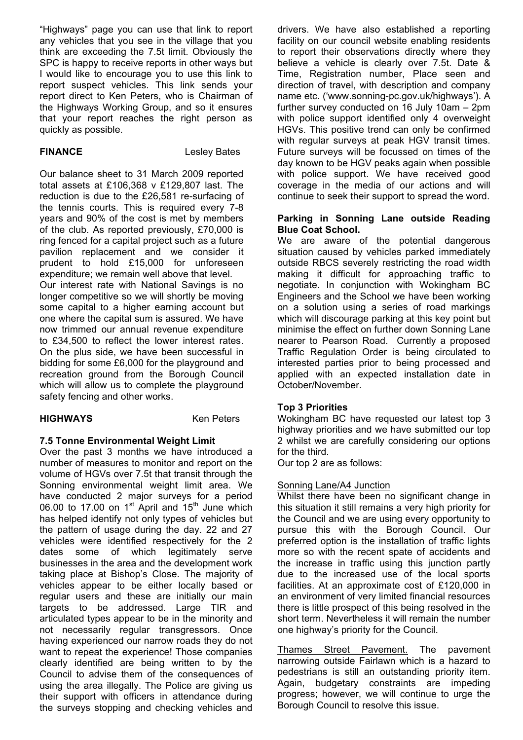"Highways" page you can use that link to report any vehicles that you see in the village that you think are exceeding the 7.5t limit. Obviously the SPC is happy to receive reports in other ways but I would like to encourage you to use this link to report suspect vehicles. This link sends your report direct to Ken Peters, who is Chairman of the Highways Working Group, and so it ensures that your report reaches the right person as quickly as possible.

**FINANCE** Lesley Bates

Our balance sheet to 31 March 2009 reported total assets at £106,368 v £129,807 last. The reduction is due to the £26,581 re-surfacing of the tennis courts. This is required every 7-8 years and 90% of the cost is met by members of the club. As reported previously, £70,000 is ring fenced for a capital project such as a future pavilion replacement and we consider it prudent to hold £15,000 for unforeseen expenditure; we remain well above that level.
Our interest rate with National Savings is no longer competitive so we will shortly be moving some capital to a higher earning account but one where the capital sum is assured. We have now trimmed our annual revenue expenditure to £34,500 to reflect the lower interest rates. On the plus side, we have been successful in bidding for some £6,000 for the playground and recreation ground from the Borough Council which will allow us to complete the playground safety fencing and other works.

**HIGHWAYS** Ken Peters

**7.5 Tonne Environmental Weight Limit**

Over the past 3 months we have introduced a number of measures to monitor and report on the volume of HGVs over 7.5t that transit through the Sonning environmental weight limit area. We have conducted 2 major surveys for a period 06.00 to 17.00 on 1st April and 15th June which has helped identify not only types of vehicles but the pattern of usage during the day. 22 and 27 vehicles were identified respectively for the 2 dates some of which legitimately serve businesses in the area and the development work taking place at Bishop's Close. The majority of vehicles appear to be either locally based or regular users and these are initially our main targets to be addressed. Large TIR and articulated types appear to be in the minority and not necessarily regular transgressors. Once having experienced our narrow roads they do not want to repeat the experience! Those companies clearly identified are being written to by the Council to advise them of the consequences of using the area illegally. The Police are giving us their support with officers in attendance during the surveys stopping and checking vehicles and drivers. We have also established a reporting facility on our council website enabling residents to report their observations directly where they believe a vehicle is clearly over 7.5t. Date & Time, Registration number, Place seen and direction of travel, with description and company name etc. ('www.sonning-pc.gov.uk/highways'). A further survey conducted on 16 July 10am – 2pm with police support identified only 4 overweight HGVs. This positive trend can only be confirmed with regular surveys at peak HGV transit times. Future surveys will be focussed on times of the day known to be HGV peaks again when possible with police support. We have received good coverage in the media of our actions and will continue to seek their support to spread the word.

**Parking in Sonning Lane outside Reading Blue Coat School.**

We are aware of the potential dangerous situation caused by vehicles parked immediately outside RBCS severely restricting the road width making it difficult for approaching traffic to negotiate. In conjunction with Wokingham BC Engineers and the School we have been working on a solution using a series of road markings which will discourage parking at this key point but minimise the effect on further down Sonning Lane nearer to Pearson Road. Currently a proposed Traffic Regulation Order is being circulated to interested parties prior to being processed and applied with an expected installation date in October/November.

**Top 3 Priorities**

Wokingham BC have requested our latest top 3 highway priorities and we have submitted our top 2 whilst we are carefully considering our options for the third.
Our top 2 are as follows:

Sonning Lane/A4 Junction

Whilst there have been no significant change in this situation it still remains a very high priority for the Council and we are using every opportunity to pursue this with the Borough Council. Our preferred option is the installation of traffic lights more so with the recent spate of accidents and the increase in traffic using this junction partly due to the increased use of the local sports facilities. At an approximate cost of £120,000 in an environment of very limited financial resources there is little prospect of this being resolved in the short term. Nevertheless it will remain the number one highway's priority for the Council.

Thames Street Pavement. The pavement narrowing outside Fairlawn which is a hazard to pedestrians is still an outstanding priority item. Again, budgetary constraints are impeding progress; however, we will continue to urge the Borough Council to resolve this issue.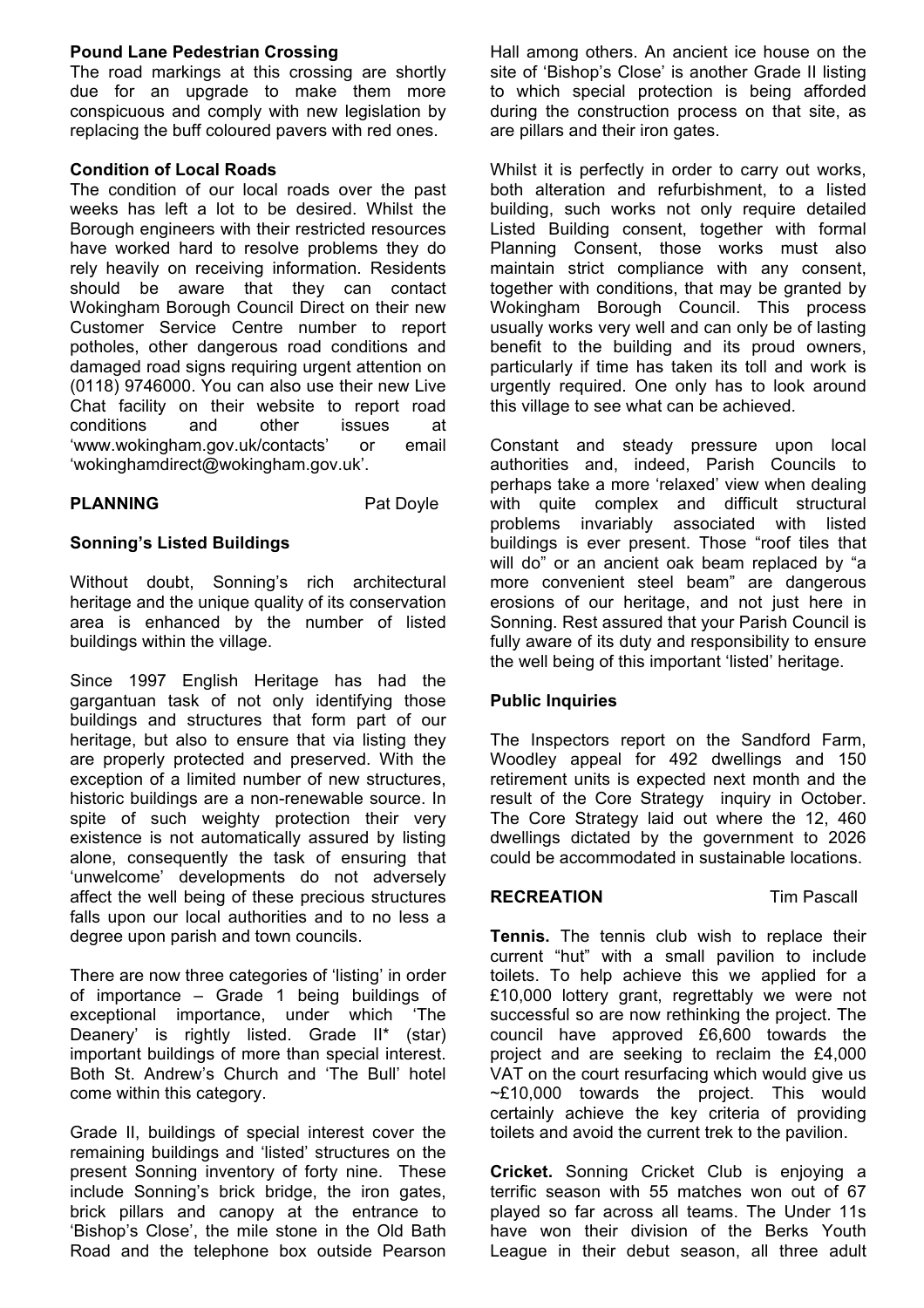### Pound Lane Pedestrian Crossing

The road markings at this crossing are shortly due for an upgrade to make them more conspicuous and comply with new legislation by replacing the buff coloured pavers with red ones.

### Condition of Local Roads

The condition of our local roads over the past weeks has left a lot to be desired. Whilst the Borough engineers with their restricted resources have worked hard to resolve problems they do rely heavily on receiving information. Residents should be aware that they can contact Wokingham Borough Council Direct on their new Customer Service Centre number to report potholes, other dangerous road conditions and damaged road signs requiring urgent attention on (0118) 9746000. You can also use their new Live Chat facility on their website to report road conditions and other issues at 'www.wokingham.gov.uk/contacts' or email 'wokinghamdirect@wokingham.gov.uk'.

## PLANNING — Pat Doyle

### Sonning's Listed Buildings

Without doubt, Sonning's rich architectural heritage and the unique quality of its conservation area is enhanced by the number of listed buildings within the village.

Since 1997 English Heritage has had the gargantuan task of not only identifying those buildings and structures that form part of our heritage, but also to ensure that via listing they are properly protected and preserved. With the exception of a limited number of new structures, historic buildings are a non-renewable source. In spite of such weighty protection their very existence is not automatically assured by listing alone, consequently the task of ensuring that 'unwelcome' developments do not adversely affect the well being of these precious structures falls upon our local authorities and to no less a degree upon parish and town councils.

There are now three categories of 'listing' in order of importance – Grade 1 being buildings of exceptional importance, under which 'The Deanery' is rightly listed. Grade II* (star) important buildings of more than special interest. Both St. Andrew's Church and 'The Bull' hotel come within this category.

Grade II, buildings of special interest cover the remaining buildings and 'listed' structures on the present Sonning inventory of forty nine. These include Sonning's brick bridge, the iron gates, brick pillars and canopy at the entrance to 'Bishop's Close', the mile stone in the Old Bath Road and the telephone box outside Pearson Hall among others. An ancient ice house on the site of 'Bishop's Close' is another Grade II listing to which special protection is being afforded during the construction process on that site, as are pillars and their iron gates.

Whilst it is perfectly in order to carry out works, both alteration and refurbishment, to a listed building, such works not only require detailed Listed Building consent, together with formal Planning Consent, those works must also maintain strict compliance with any consent, together with conditions, that may be granted by Wokingham Borough Council. This process usually works very well and can only be of lasting benefit to the building and its proud owners, particularly if time has taken its toll and work is urgently required. One only has to look around this village to see what can be achieved.

Constant and steady pressure upon local authorities and, indeed, Parish Councils to perhaps take a more 'relaxed' view when dealing with quite complex and difficult structural problems invariably associated with listed buildings is ever present. Those "roof tiles that will do" or an ancient oak beam replaced by "a more convenient steel beam" are dangerous erosions of our heritage, and not just here in Sonning. Rest assured that your Parish Council is fully aware of its duty and responsibility to ensure the well being of this important 'listed' heritage.

### Public Inquiries

The Inspectors report on the Sandford Farm, Woodley appeal for 492 dwellings and 150 retirement units is expected next month and the result of the Core Strategy inquiry in October. The Core Strategy laid out where the 12, 460 dwellings dictated by the government to 2026 could be accommodated in sustainable locations.

## RECREATION — Tim Pascall

**Tennis.** The tennis club wish to replace their current "hut" with a small pavilion to include toilets. To help achieve this we applied for a £10,000 lottery grant, regrettably we were not successful so are now rethinking the project. The council have approved £6,600 towards the project and are seeking to reclaim the £4,000 VAT on the court resurfacing which would give us ~£10,000 towards the project. This would certainly achieve the key criteria of providing toilets and avoid the current trek to the pavilion.

**Cricket.** Sonning Cricket Club is enjoying a terrific season with 55 matches won out of 67 played so far across all teams. The Under 11s have won their division of the Berks Youth League in their debut season, all three adult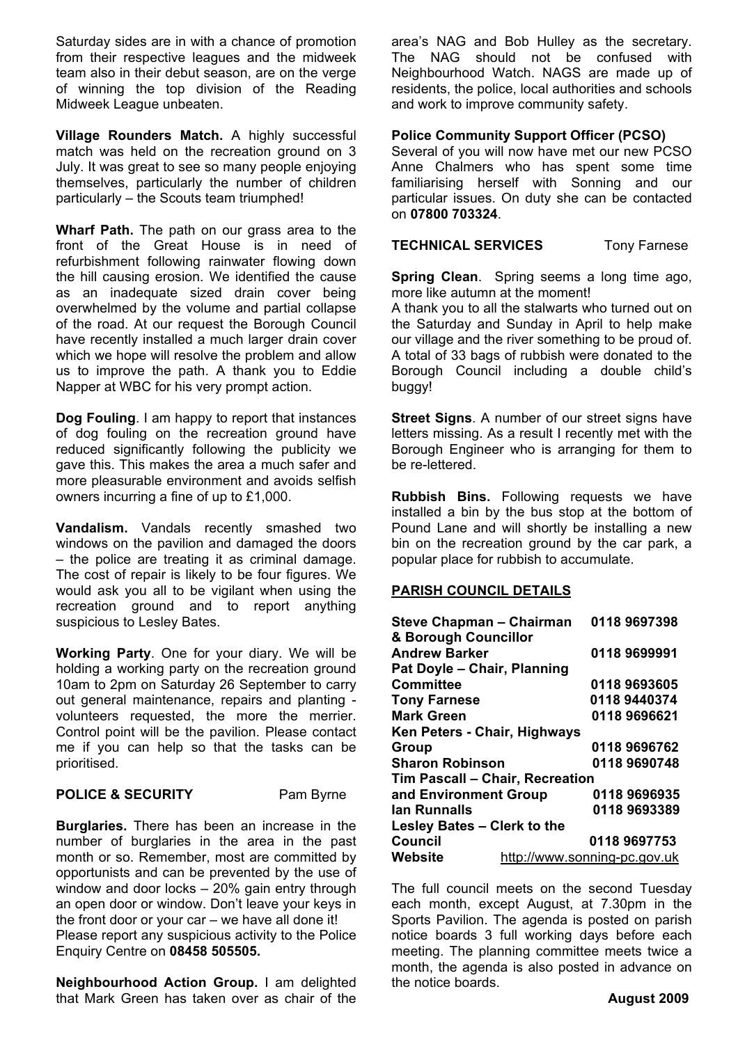Saturday sides are in with a chance of promotion from their respective leagues and the midweek team also in their debut season, are on the verge of winning the top division of the Reading Midweek League unbeaten.

**Village Rounders Match.** A highly successful match was held on the recreation ground on 3 July. It was great to see so many people enjoying themselves, particularly the number of children particularly – the Scouts team triumphed!

**Wharf Path.** The path on our grass area to the front of the Great House is in need of refurbishment following rainwater flowing down the hill causing erosion. We identified the cause as an inadequate sized drain cover being overwhelmed by the volume and partial collapse of the road. At our request the Borough Council have recently installed a much larger drain cover which we hope will resolve the problem and allow us to improve the path. A thank you to Eddie Napper at WBC for his very prompt action.

**Dog Fouling**. I am happy to report that instances of dog fouling on the recreation ground have reduced significantly following the publicity we gave this. This makes the area a much safer and more pleasurable environment and avoids selfish owners incurring a fine of up to £1,000.

**Vandalism.** Vandals recently smashed two windows on the pavilion and damaged the doors – the police are treating it as criminal damage. The cost of repair is likely to be four figures. We would ask you all to be vigilant when using the recreation ground and to report anything suspicious to Lesley Bates.

**Working Party**. One for your diary. We will be holding a working party on the recreation ground 10am to 2pm on Saturday 26 September to carry out general maintenance, repairs and planting - volunteers requested, the more the merrier. Control point will be the pavilion. Please contact me if you can help so that the tasks can be prioritised.

## POLICE & SECURITY — Pam Byrne

**Burglaries.** There has been an increase in the number of burglaries in the area in the past month or so. Remember, most are committed by opportunists and can be prevented by the use of window and door locks – 20% gain entry through an open door or window. Don't leave your keys in the front door or your car – we have all done it!
Please report any suspicious activity to the Police Enquiry Centre on **08458 505505.**

**Neighbourhood Action Group.** I am delighted that Mark Green has taken over as chair of the area's NAG and Bob Hulley as the secretary. The NAG should not be confused with Neighbourhood Watch. NAGS are made up of residents, the police, local authorities and schools and work to improve community safety.

**Police Community Support Officer (PCSO)**
Several of you will now have met our new PCSO Anne Chalmers who has spent some time familiarising herself with Sonning and our particular issues. On duty she can be contacted on **07800 703324**.

## TECHNICAL SERVICES — Tony Farnese

**Spring Clean**. Spring seems a long time ago, more like autumn at the moment!
A thank you to all the stalwarts who turned out on the Saturday and Sunday in April to help make our village and the river something to be proud of. A total of 33 bags of rubbish were donated to the Borough Council including a double child's buggy!

**Street Signs**. A number of our street signs have letters missing. As a result I recently met with the Borough Engineer who is arranging for them to be re-lettered.

**Rubbish Bins.** Following requests we have installed a bin by the bus stop at the bottom of Pound Lane and will shortly be installing a new bin on the recreation ground by the car park, a popular place for rubbish to accumulate.

## PARISH COUNCIL DETAILS

| | |
|---|---|
| **Steve Chapman – Chairman & Borough Councillor** | **0118 9697398** |
| **Andrew Barker** | **0118 9699991** |
| **Pat Doyle – Chair, Planning Committee** | **0118 9693605** |
| **Tony Farnese** | **0118 9440374** |
| **Mark Green** | **0118 9696621** |
| **Ken Peters - Chair, Highways Group** | **0118 9696762** |
| **Sharon Robinson** | **0118 9690748** |
| **Tim Pascall – Chair, Recreation and Environment Group** | **0118 9696935** |
| **Ian Runnalls** | **0118 9693389** |
| **Lesley Bates – Clerk to the Council** | **0118 9697753** |
| **Website** | http://www.sonning-pc.gov.uk |

The full council meets on the second Tuesday each month, except August, at 7.30pm in the Sports Pavilion. The agenda is posted on parish notice boards 3 full working days before each meeting. The planning committee meets twice a month, the agenda is also posted in advance on the notice boards.

**August 2009**